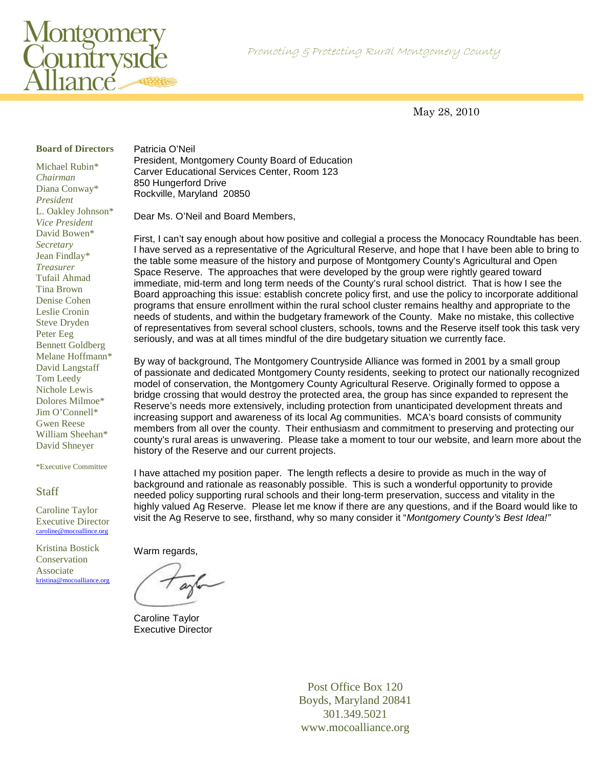# Montgomery Countryside Alliance

*Promoting & Protecting Rural Montgomery County*

May 28, 2010

**Board of Directors**

Michael Rubin*
*Chairman*
Diana Conway*
*President*
L. Oakley Johnson*
*Vice President*
David Bowen*
*Secretary*
Jean Findlay*
*Treasurer*
Tufail Ahmad
Tina Brown
Denise Cohen
Leslie Cronin
Steve Dryden
Peter Eeg
Bennett Goldberg
Melane Hoffmann*
David Langstaff
Tom Leedy
Nichole Lewis
Dolores Milmoe*
Jim O'Connell*
Gwen Reese
William Sheehan*
David Shneyer

*Executive Committee

**Staff**

Caroline Taylor
Executive Director
caroline@mocoallince.org

Kristina Bostick
Conservation Associate
kristina@mocoalliance.org

Patricia O'Neil
President, Montgomery County Board of Education
Carver Educational Services Center, Room 123
850 Hungerford Drive
Rockville, Maryland 20850

Dear Ms. O'Neil and Board Members,

First, I can't say enough about how positive and collegial a process the Monocacy Roundtable has been. I have served as a representative of the Agricultural Reserve, and hope that I have been able to bring to the table some measure of the history and purpose of Montgomery County's Agricultural and Open Space Reserve. The approaches that were developed by the group were rightly geared toward immediate, mid-term and long term needs of the County's rural school district. That is how I see the Board approaching this issue: establish concrete policy first, and use the policy to incorporate additional programs that ensure enrollment within the rural school cluster remains healthy and appropriate to the needs of students, and within the budgetary framework of the County. Make no mistake, this collective of representatives from several school clusters, schools, towns and the Reserve itself took this task very seriously, and was at all times mindful of the dire budgetary situation we currently face.

By way of background, The Montgomery Countryside Alliance was formed in 2001 by a small group of passionate and dedicated Montgomery County residents, seeking to protect our nationally recognized model of conservation, the Montgomery County Agricultural Reserve. Originally formed to oppose a bridge crossing that would destroy the protected area, the group has since expanded to represent the Reserve's needs more extensively, including protection from unanticipated development threats and increasing support and awareness of its local Ag communities. MCA's board consists of community members from all over the county. Their enthusiasm and commitment to preserving and protecting our county's rural areas is unwavering. Please take a moment to tour our website, and learn more about the history of the Reserve and our current projects.

I have attached my position paper. The length reflects a desire to provide as much in the way of background and rationale as reasonably possible. This is such a wonderful opportunity to provide needed policy supporting rural schools and their long-term preservation, success and vitality in the highly valued Ag Reserve. Please let me know if there are any questions, and if the Board would like to visit the Ag Reserve to see, firsthand, why so many consider it "*Montgomery County's Best Idea!"*

Warm regards,

Caroline Taylor
Executive Director

Post Office Box 120
Boyds, Maryland 20841
301.349.5021
www.mocoalliance.org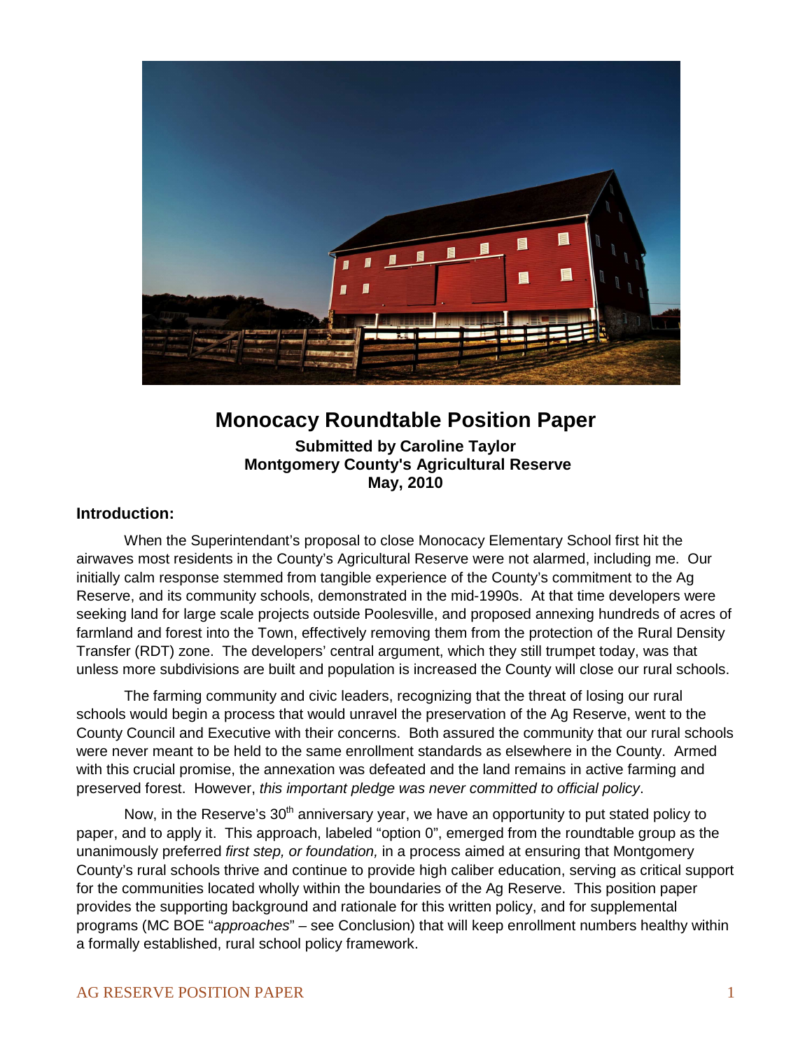# Monocacy Roundtable Position Paper

**Submitted by Caroline Taylor**
**Montgomery County's Agricultural Reserve**
**May, 2010**

## Introduction:

When the Superintendant's proposal to close Monocacy Elementary School first hit the airwaves most residents in the County's Agricultural Reserve were not alarmed, including me. Our initially calm response stemmed from tangible experience of the County's commitment to the Ag Reserve, and its community schools, demonstrated in the mid-1990s. At that time developers were seeking land for large scale projects outside Poolesville, and proposed annexing hundreds of acres of farmland and forest into the Town, effectively removing them from the protection of the Rural Density Transfer (RDT) zone. The developers' central argument, which they still trumpet today, was that unless more subdivisions are built and population is increased the County will close our rural schools.

The farming community and civic leaders, recognizing that the threat of losing our rural schools would begin a process that would unravel the preservation of the Ag Reserve, went to the County Council and Executive with their concerns. Both assured the community that our rural schools were never meant to be held to the same enrollment standards as elsewhere in the County. Armed with this crucial promise, the annexation was defeated and the land remains in active farming and preserved forest. However, *this important pledge was never committed to official policy*.

Now, in the Reserve's 30th anniversary year, we have an opportunity to put stated policy to paper, and to apply it. This approach, labeled "option 0", emerged from the roundtable group as the unanimously preferred *first step, or foundation,* in a process aimed at ensuring that Montgomery County's rural schools thrive and continue to provide high caliber education, serving as critical support for the communities located wholly within the boundaries of the Ag Reserve. This position paper provides the supporting background and rationale for this written policy, and for supplemental programs (MC BOE "*approaches*" – see Conclusion) that will keep enrollment numbers healthy within a formally established, rural school policy framework.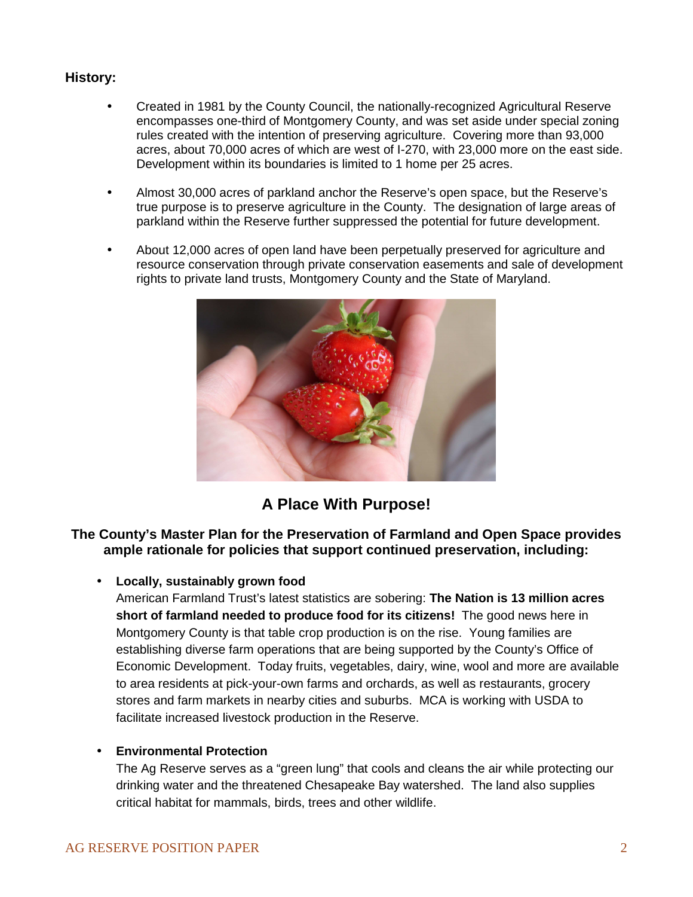**History:**

- Created in 1981 by the County Council, the nationally-recognized Agricultural Reserve encompasses one-third of Montgomery County, and was set aside under special zoning rules created with the intention of preserving agriculture. Covering more than 93,000 acres, about 70,000 acres of which are west of I-270, with 23,000 more on the east side. Development within its boundaries is limited to 1 home per 25 acres.

- Almost 30,000 acres of parkland anchor the Reserve's open space, but the Reserve's true purpose is to preserve agriculture in the County. The designation of large areas of parkland within the Reserve further suppressed the potential for future development.

- About 12,000 acres of open land have been perpetually preserved for agriculture and resource conservation through private conservation easements and sale of development rights to private land trusts, Montgomery County and the State of Maryland.

## A Place With Purpose!

### The County's Master Plan for the Preservation of Farmland and Open Space provides ample rationale for policies that support continued preservation, including:

- **Locally, sustainably grown food**
  American Farmland Trust's latest statistics are sobering: **The Nation is 13 million acres short of farmland needed to produce food for its citizens!** The good news here in Montgomery County is that table crop production is on the rise. Young families are establishing diverse farm operations that are being supported by the County's Office of Economic Development. Today fruits, vegetables, dairy, wine, wool and more are available to area residents at pick-your-own farms and orchards, as well as restaurants, grocery stores and farm markets in nearby cities and suburbs. MCA is working with USDA to facilitate increased livestock production in the Reserve.

- **Environmental Protection**
  The Ag Reserve serves as a "green lung" that cools and cleans the air while protecting our drinking water and the threatened Chesapeake Bay watershed. The land also supplies critical habitat for mammals, birds, trees and other wildlife.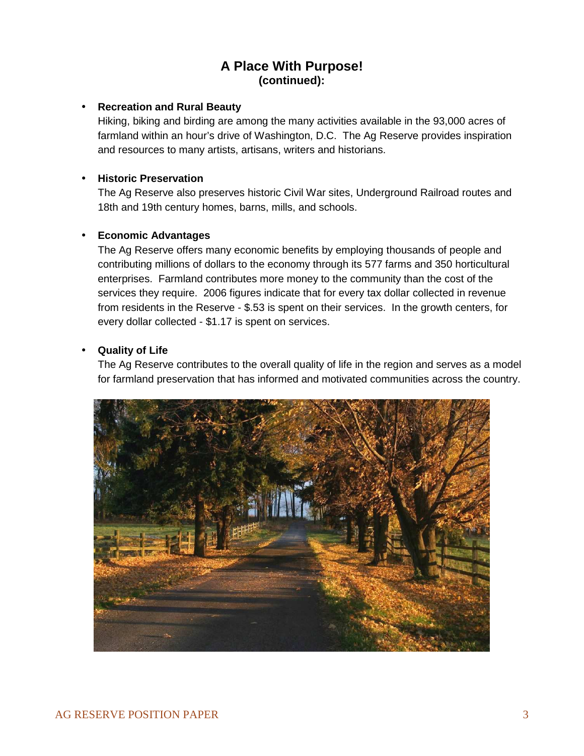## A Place With Purpose!
**(continued):**

- **Recreation and Rural Beauty**

  Hiking, biking and birding are among the many activities available in the 93,000 acres of farmland within an hour's drive of Washington, D.C. The Ag Reserve provides inspiration and resources to many artists, artisans, writers and historians.

- **Historic Preservation**

  The Ag Reserve also preserves historic Civil War sites, Underground Railroad routes and 18th and 19th century homes, barns, mills, and schools.

- **Economic Advantages**

  The Ag Reserve offers many economic benefits by employing thousands of people and contributing millions of dollars to the economy through its 577 farms and 350 horticultural enterprises. Farmland contributes more money to the community than the cost of the services they require. 2006 figures indicate that for every tax dollar collected in revenue from residents in the Reserve - $.53 is spent on their services. In the growth centers, for every dollar collected - $1.17 is spent on services.

- **Quality of Life**

  The Ag Reserve contributes to the overall quality of life in the region and serves as a model for farmland preservation that has informed and motivated communities across the country.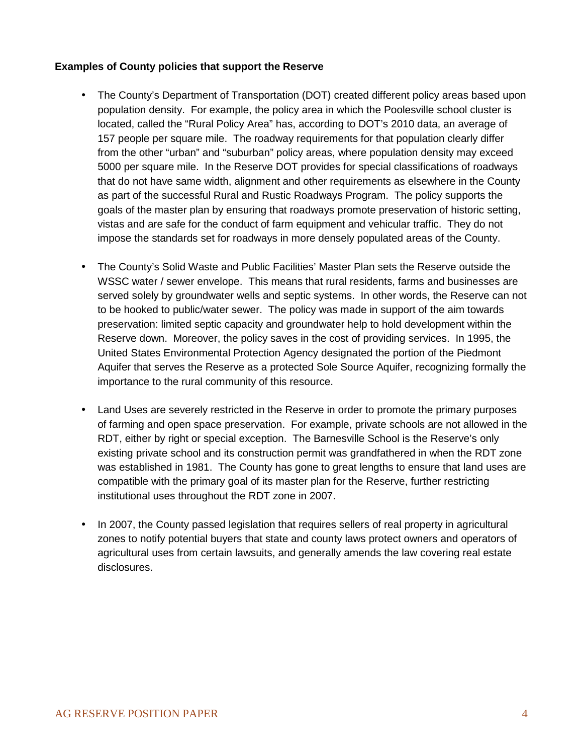**Examples of County policies that support the Reserve**

- The County's Department of Transportation (DOT) created different policy areas based upon population density. For example, the policy area in which the Poolesville school cluster is located, called the "Rural Policy Area" has, according to DOT's 2010 data, an average of 157 people per square mile. The roadway requirements for that population clearly differ from the other "urban" and "suburban" policy areas, where population density may exceed 5000 per square mile. In the Reserve DOT provides for special classifications of roadways that do not have same width, alignment and other requirements as elsewhere in the County as part of the successful Rural and Rustic Roadways Program. The policy supports the goals of the master plan by ensuring that roadways promote preservation of historic setting, vistas and are safe for the conduct of farm equipment and vehicular traffic. They do not impose the standards set for roadways in more densely populated areas of the County.

- The County's Solid Waste and Public Facilities' Master Plan sets the Reserve outside the WSSC water / sewer envelope. This means that rural residents, farms and businesses are served solely by groundwater wells and septic systems. In other words, the Reserve can not to be hooked to public/water sewer. The policy was made in support of the aim towards preservation: limited septic capacity and groundwater help to hold development within the Reserve down. Moreover, the policy saves in the cost of providing services. In 1995, the United States Environmental Protection Agency designated the portion of the Piedmont Aquifer that serves the Reserve as a protected Sole Source Aquifer, recognizing formally the importance to the rural community of this resource.

- Land Uses are severely restricted in the Reserve in order to promote the primary purposes of farming and open space preservation. For example, private schools are not allowed in the RDT, either by right or special exception. The Barnesville School is the Reserve's only existing private school and its construction permit was grandfathered in when the RDT zone was established in 1981. The County has gone to great lengths to ensure that land uses are compatible with the primary goal of its master plan for the Reserve, further restricting institutional uses throughout the RDT zone in 2007.

- In 2007, the County passed legislation that requires sellers of real property in agricultural zones to notify potential buyers that state and county laws protect owners and operators of agricultural uses from certain lawsuits, and generally amends the law covering real estate disclosures.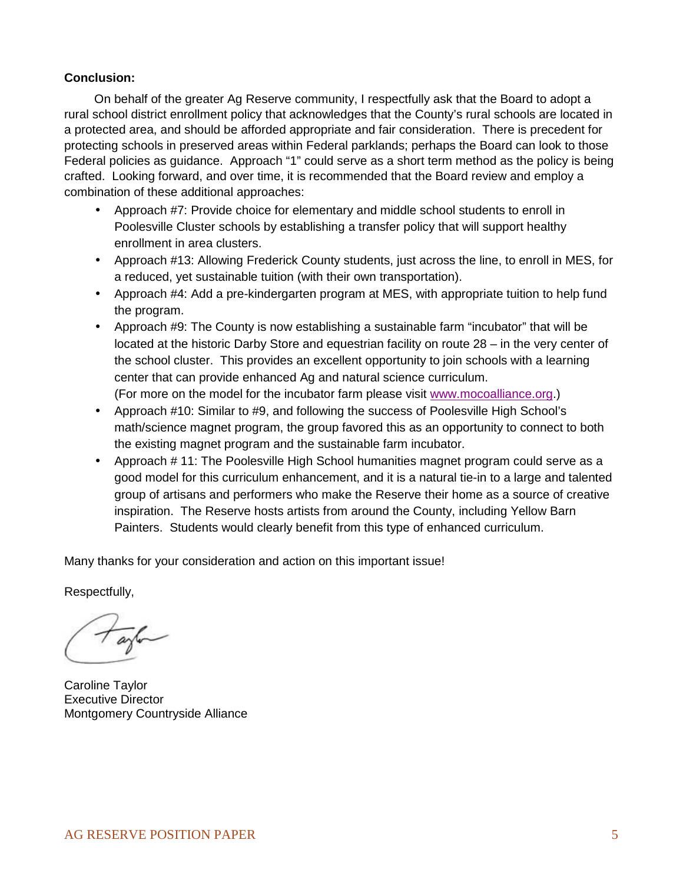**Conclusion:**

On behalf of the greater Ag Reserve community, I respectfully ask that the Board to adopt a rural school district enrollment policy that acknowledges that the County's rural schools are located in a protected area, and should be afforded appropriate and fair consideration. There is precedent for protecting schools in preserved areas within Federal parklands; perhaps the Board can look to those Federal policies as guidance. Approach "1" could serve as a short term method as the policy is being crafted. Looking forward, and over time, it is recommended that the Board review and employ a combination of these additional approaches:

- Approach #7: Provide choice for elementary and middle school students to enroll in Poolesville Cluster schools by establishing a transfer policy that will support healthy enrollment in area clusters.
- Approach #13: Allowing Frederick County students, just across the line, to enroll in MES, for a reduced, yet sustainable tuition (with their own transportation).
- Approach #4: Add a pre-kindergarten program at MES, with appropriate tuition to help fund the program.
- Approach #9: The County is now establishing a sustainable farm "incubator" that will be located at the historic Darby Store and equestrian facility on route 28 – in the very center of the school cluster. This provides an excellent opportunity to join schools with a learning center that can provide enhanced Ag and natural science curriculum. (For more on the model for the incubator farm please visit www.mocoalliance.org.)
- Approach #10: Similar to #9, and following the success of Poolesville High School's math/science magnet program, the group favored this as an opportunity to connect to both the existing magnet program and the sustainable farm incubator.
- Approach # 11: The Poolesville High School humanities magnet program could serve as a good model for this curriculum enhancement, and it is a natural tie-in to a large and talented group of artisans and performers who make the Reserve their home as a source of creative inspiration. The Reserve hosts artists from around the County, including Yellow Barn Painters. Students would clearly benefit from this type of enhanced curriculum.

Many thanks for your consideration and action on this important issue!

Respectfully,

Caroline Taylor
Executive Director
Montgomery Countryside Alliance